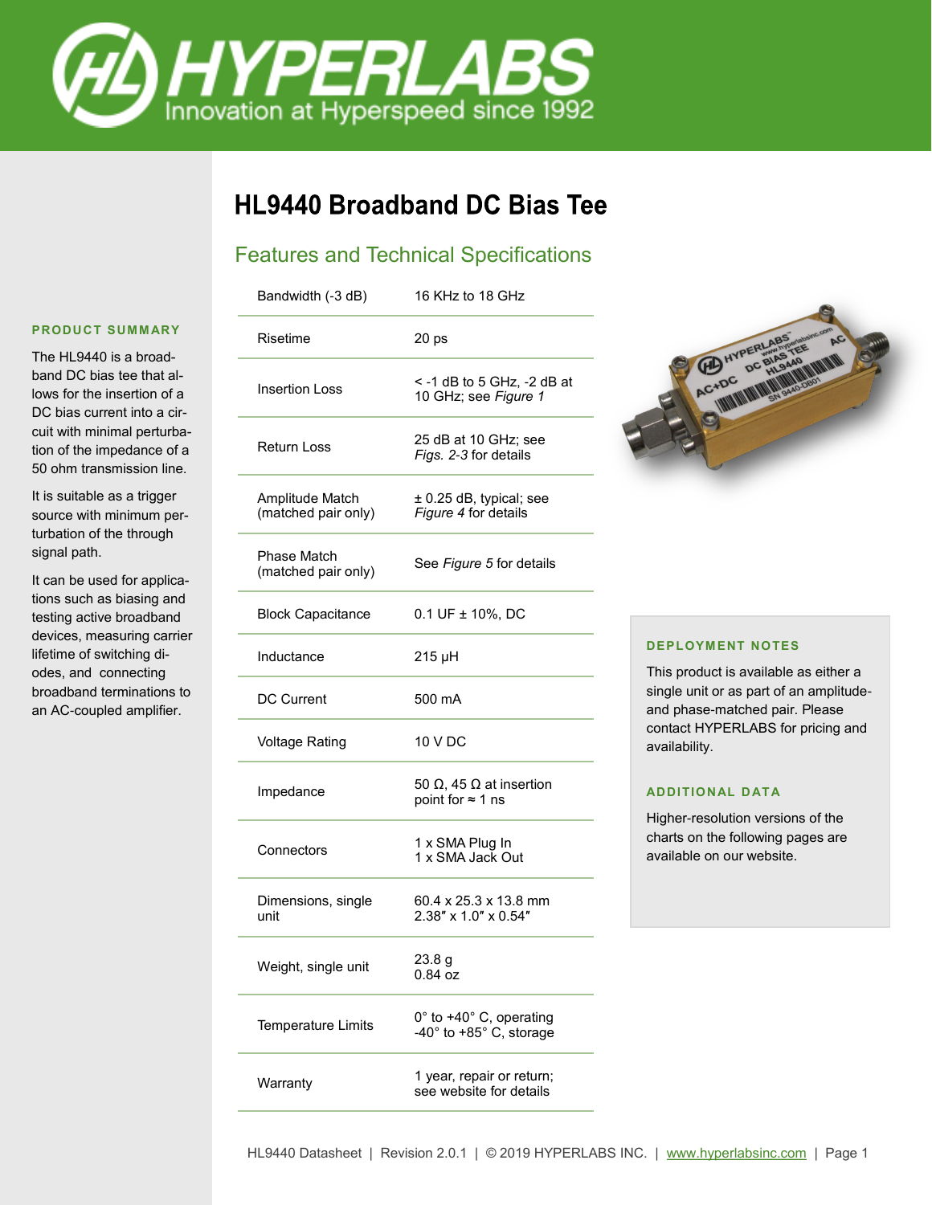# HL9440 Broadband DC Bias Tee

## Features and Technical Specifications

| | |
|---|---|
| Bandwidth (-3 dB) | 16 KHz to 18 GHz |
| Risetime | 20 ps |
| Insertion Loss | < -1 dB to 5 GHz, -2 dB at 10 GHz; see *Figure 1* |
| Return Loss | 25 dB at 10 GHz; see *Figs. 2-3* for details |
| Amplitude Match (matched pair only) | ± 0.25 dB, typical; see *Figure 4* for details |
| Phase Match (matched pair only) | See *Figure 5* for details |
| Block Capacitance | 0.1 UF ± 10%, DC |
| Inductance | 215 μH |
| DC Current | 500 mA |
| Voltage Rating | 10 V DC |
| Impedance | 50 Ω, 45 Ω at insertion point for ≈ 1 ns |
| Connectors | 1 x SMA Plug In<br>1 x SMA Jack Out |
| Dimensions, single unit | 60.4 x 25.3 x 13.8 mm<br>2.38″ x 1.0″ x 0.54″ |
| Weight, single unit | 23.8 g<br>0.84 oz |
| Temperature Limits | 0° to +40° C, operating<br>-40° to +85° C, storage |
| Warranty | 1 year, repair or return; see website for details |

### PRODUCT SUMMARY

The HL9440 is a broadband DC bias tee that allows for the insertion of a DC bias current into a circuit with minimal perturbation of the impedance of a 50 ohm transmission line.

It is suitable as a trigger source with minimum perturbation of the through signal path.

It can be used for applications such as biasing and testing active broadband devices, measuring carrier lifetime of switching diodes, and connecting broadband terminations to an AC-coupled amplifier.

### DEPLOYMENT NOTES

This product is available as either a single unit or as part of an amplitude- and phase-matched pair. Please contact HYPERLABS for pricing and availability.

### ADDITIONAL DATA

Higher-resolution versions of the charts on the following pages are available on our website.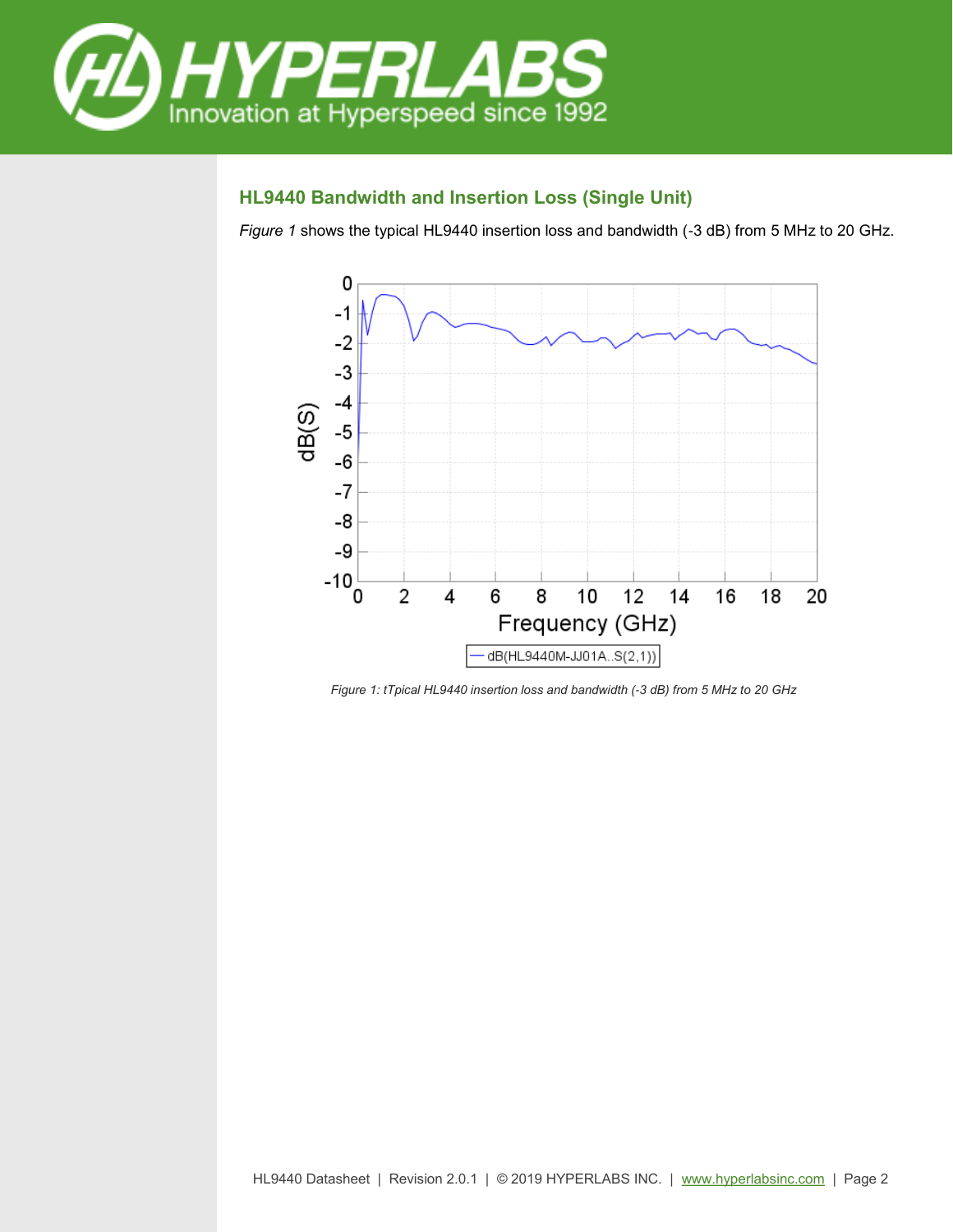## HL9440 Bandwidth and Insertion Loss (Single Unit)

*Figure 1* shows the typical HL9440 insertion loss and bandwidth (-3 dB) from 5 MHz to 20 GHz.

*Figure 1: tTpical HL9440 insertion loss and bandwidth (-3 dB) from 5 MHz to 20 GHz*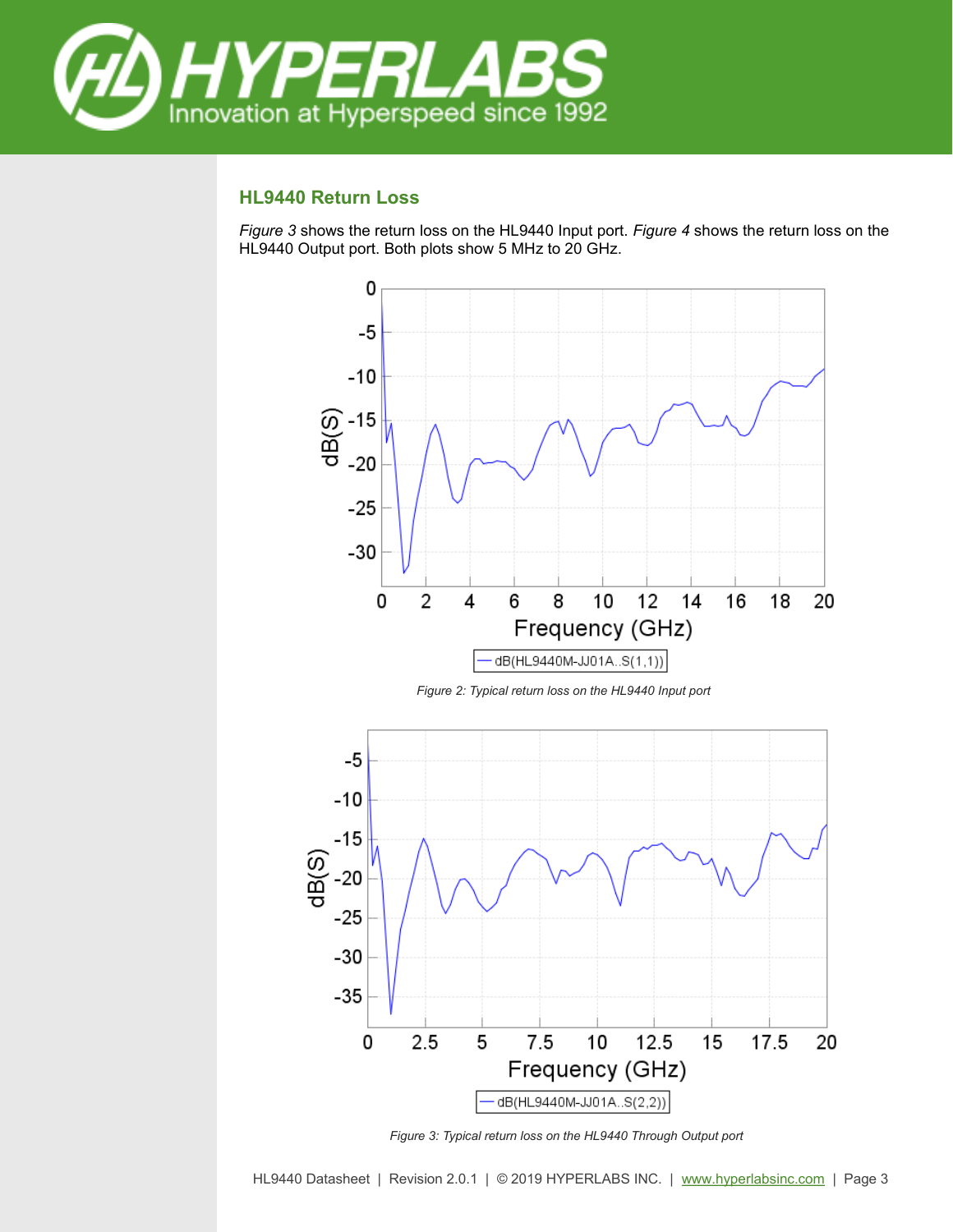## HL9440 Return Loss

*Figure 3* shows the return loss on the HL9440 Input port. *Figure 4* shows the return loss on the HL9440 Output port. Both plots show 5 MHz to 20 GHz.

*Figure 2: Typical return loss on the HL9440 Input port*

*Figure 3: Typical return loss on the HL9440 Through Output port*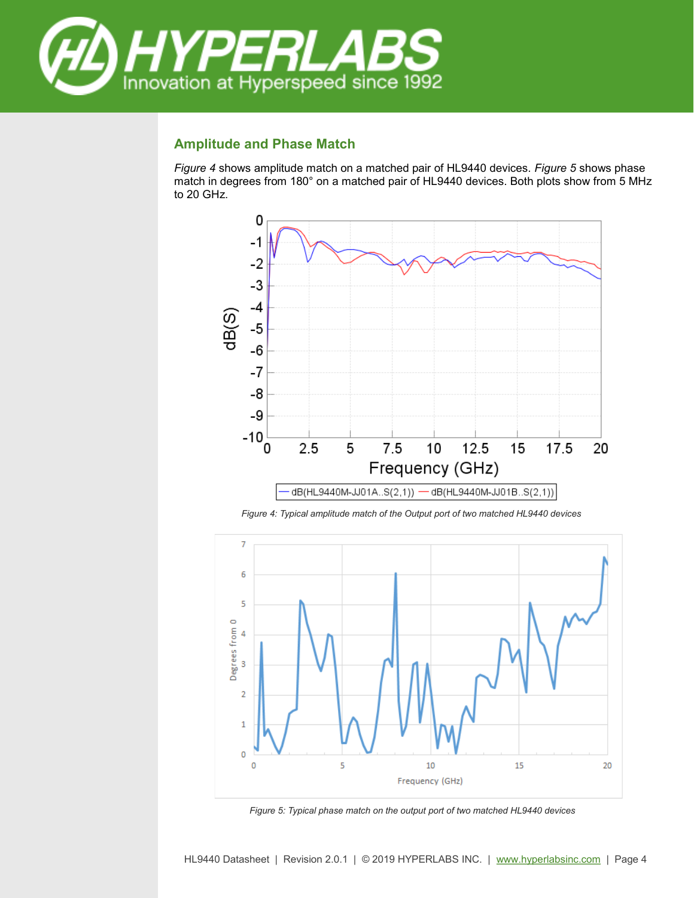## Amplitude and Phase Match

*Figure 4* shows amplitude match on a matched pair of HL9440 devices. *Figure 5* shows phase match in degrees from 180° on a matched pair of HL9440 devices. Both plots show from 5 MHz to 20 GHz.

dB(S)

0
-1
-2
-3
-4
-5
-6
-7
-8
-9
-10

0 2.5 5 7.5 10 12.5 15 17.5 20

Frequency (GHz)

dB(HL9440M-JJ01A..S(2,1)) dB(HL9440M-JJ01B..S(2,1))

*Figure 4: Typical amplitude match of the Output port of two matched HL9440 devices*

Degrees from 0

7
6
5
4
3
2
1
0

0 5 10 15 20

Frequency (GHz)

*Figure 5: Typical phase match on the output port of two matched HL9440 devices*